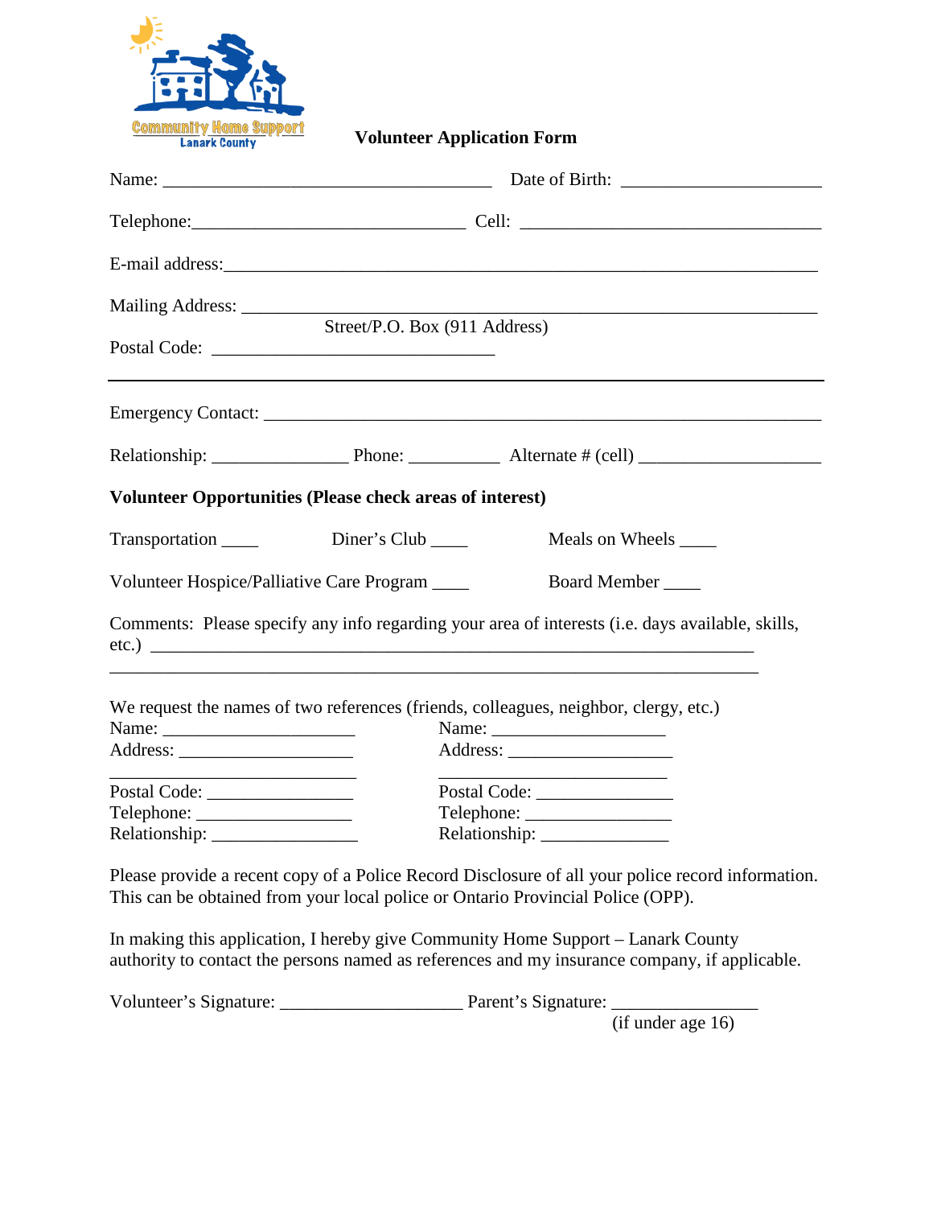Community Home Support
Lanark County

**Volunteer Application Form**

Name: ____________________________________ Date of Birth: ______________________

Telephone:______________________________ Cell: _________________________________

E-mail address:_________________________________________________________________

Mailing Address: _______________________________________________________________
Street/P.O. Box (911 Address)

Postal Code: _______________________________

---

Emergency Contact: _____________________________________________________________

Relationship: _______________ Phone: __________ Alternate # (cell) ___________________

**Volunteer Opportunities (Please check areas of interest)**

Transportation ____ Diner's Club ____ Meals on Wheels ____

Volunteer Hospice/Palliative Care Program ____ Board Member ____

Comments: Please specify any info regarding your area of interests (i.e. days available, skills, etc.) __________________________________________________________________
_________________________________________________________________________

We request the names of two references (friends, colleagues, neighbor, clergy, etc.)

Name: _____________________ Name: ___________________
Address: ___________________ Address: __________________
___________________________ _________________________
Postal Code: ________________ Postal Code: _______________
Telephone: _________________ Telephone: ________________
Relationship: ________________ Relationship: ______________

Please provide a recent copy of a Police Record Disclosure of all your police record information. This can be obtained from your local police or Ontario Provincial Police (OPP).

In making this application, I hereby give Community Home Support – Lanark County authority to contact the persons named as references and my insurance company, if applicable.

Volunteer's Signature: ____________________ Parent's Signature: ________________
(if under age 16)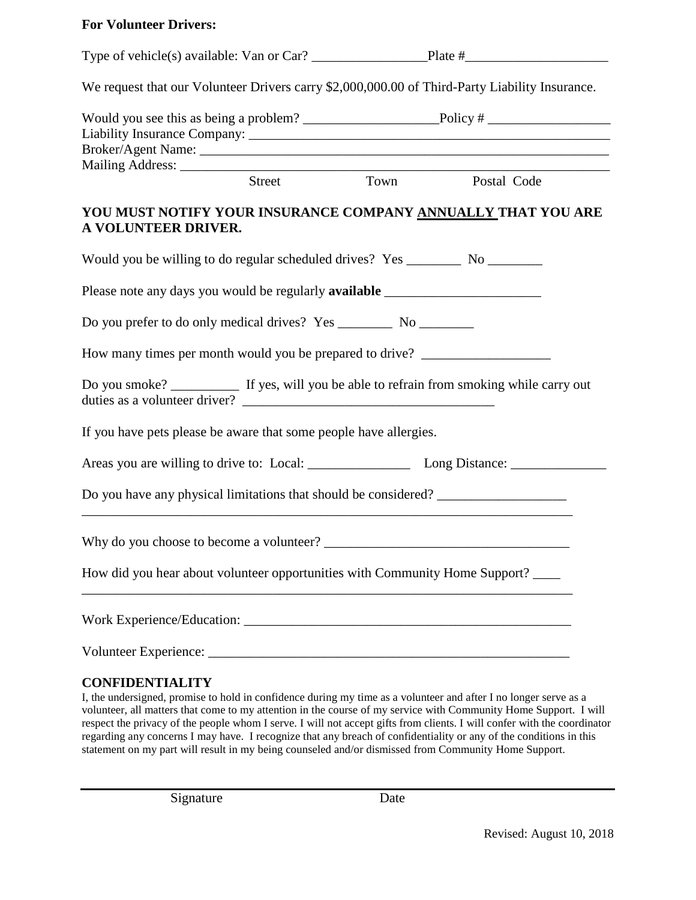**For Volunteer Drivers:**

Type of vehicle(s) available: Van or Car? _________________Plate #_____________________

We request that our Volunteer Drivers carry $2,000,000.00 of Third-Party Liability Insurance.

Would you see this as being a problem? ____________________Policy # __________________
Liability Insurance Company: ______________________________________________________
Broker/Agent Name: ___________________________________________________________
Mailing Address: ______________________________________________________________
Street Town Postal Code

### YOU MUST NOTIFY YOUR INSURANCE COMPANY ANNUALLY THAT YOU ARE A VOLUNTEER DRIVER.

Would you be willing to do regular scheduled drives? Yes ________ No ________

Please note any days you would be regularly **available** _______________________

Do you prefer to do only medical drives? Yes ________ No ________

How many times per month would you be prepared to drive? ___________________

Do you smoke? __________ If yes, will you be able to refrain from smoking while carry out duties as a volunteer driver? ____________________________________

If you have pets please be aware that some people have allergies.

Areas you are willing to drive to: Local: _______________ Long Distance: ______________

Do you have any physical limitations that should be considered? ___________________
__________________________________________________________________________

Why do you choose to become a volunteer? ____________________________________

How did you hear about volunteer opportunities with Community Home Support? ____
__________________________________________________________________________

Work Experience/Education: _________________________________________________

Volunteer Experience: _____________________________________________________

### CONFIDENTIALITY

I, the undersigned, promise to hold in confidence during my time as a volunteer and after I no longer serve as a volunteer, all matters that come to my attention in the course of my service with Community Home Support. I will respect the privacy of the people whom I serve. I will not accept gifts from clients. I will confer with the coordinator regarding any concerns I may have. I recognize that any breach of confidentiality or any of the conditions in this statement on my part will result in my being counseled and/or dismissed from Community Home Support.

______________________________________________________________________________
Signature Date

Revised: August 10, 2018